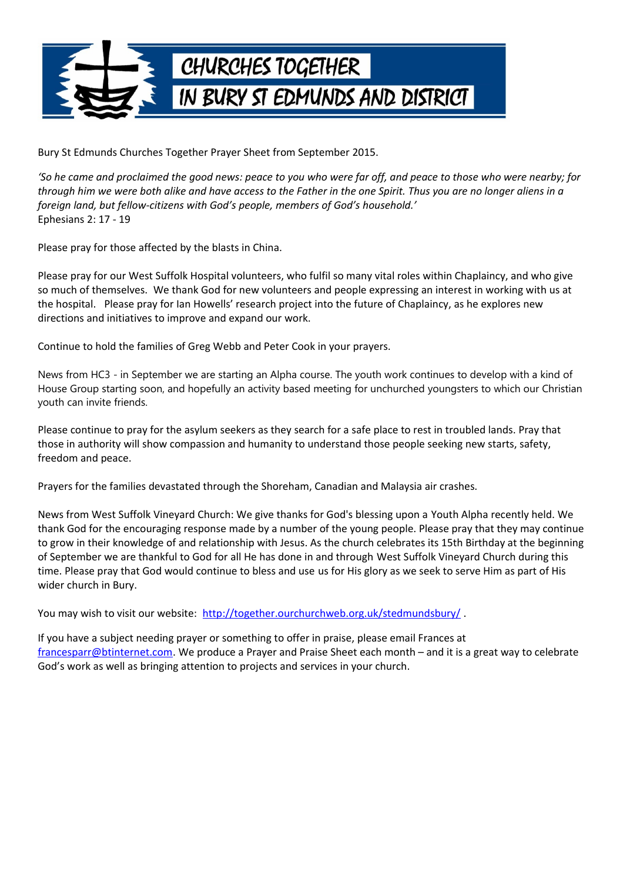# CHURCHES TOGETHER IN BURY ST EDMUNDS AND DISTRICT

Bury St Edmunds Churches Together Prayer Sheet from September 2015.

*'So he came and proclaimed the good news: peace to you who were far off, and peace to those who were nearby; for through him we were both alike and have access to the Father in the one Spirit. Thus you are no longer aliens in a foreign land, but fellow-citizens with God's people, members of God's household.'*
Ephesians 2: 17 - 19

Please pray for those affected by the blasts in China.

Please pray for our West Suffolk Hospital volunteers, who fulfil so many vital roles within Chaplaincy, and who give so much of themselves. We thank God for new volunteers and people expressing an interest in working with us at the hospital. Please pray for Ian Howells' research project into the future of Chaplaincy, as he explores new directions and initiatives to improve and expand our work.

Continue to hold the families of Greg Webb and Peter Cook in your prayers.

News from HC3 - in September we are starting an Alpha course. The youth work continues to develop with a kind of House Group starting soon, and hopefully an activity based meeting for unchurched youngsters to which our Christian youth can invite friends.

Please continue to pray for the asylum seekers as they search for a safe place to rest in troubled lands. Pray that those in authority will show compassion and humanity to understand those people seeking new starts, safety, freedom and peace.

Prayers for the families devastated through the Shoreham, Canadian and Malaysia air crashes.

News from West Suffolk Vineyard Church: We give thanks for God's blessing upon a Youth Alpha recently held. We thank God for the encouraging response made by a number of the young people. Please pray that they may continue to grow in their knowledge of and relationship with Jesus. As the church celebrates its 15th Birthday at the beginning of September we are thankful to God for all He has done in and through West Suffolk Vineyard Church during this time. Please pray that God would continue to bless and use us for His glory as we seek to serve Him as part of His wider church in Bury.

You may wish to visit our website: http://together.ourchurchweb.org.uk/stedmundsbury/ .

If you have a subject needing prayer or something to offer in praise, please email Frances at francesparr@btinternet.com. We produce a Prayer and Praise Sheet each month – and it is a great way to celebrate God's work as well as bringing attention to projects and services in your church.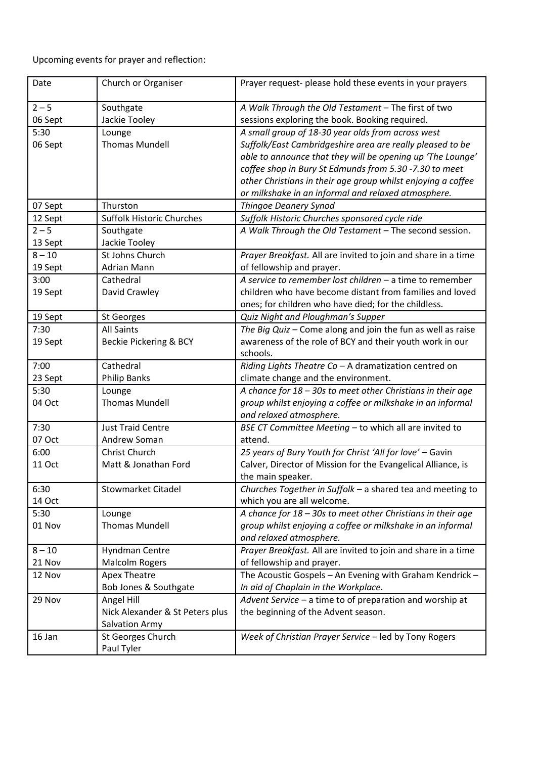Upcoming events for prayer and reflection:

| Date | Church or Organiser | Prayer request- please hold these events in your prayers |
|---|---|---|
| 2 – 5<br>06 Sept | Southgate<br>Jackie Tooley | *A Walk Through the Old Testament* – The first of two sessions exploring the book. Booking required. |
| 5:30<br>06 Sept | Lounge<br>Thomas Mundell | *A small group of 18-30 year olds from across west Suffolk/East Cambridgeshire area are really pleased to be able to announce that they will be opening up 'The Lounge' coffee shop in Bury St Edmunds from 5.30 -7.30 to meet other Christians in their age group whilst enjoying a coffee or milkshake in an informal and relaxed atmosphere.* |
| 07 Sept | Thurston | *Thingoe Deanery Synod* |
| 12 Sept | Suffolk Historic Churches | *Suffolk Historic Churches sponsored cycle ride* |
| 2 – 5<br>13 Sept | Southgate<br>Jackie Tooley | *A Walk Through the Old Testament* – The second session. |
| 8 – 10<br>19 Sept | St Johns Church<br>Adrian Mann | *Prayer Breakfast.* All are invited to join and share in a time of fellowship and prayer. |
| 3:00<br>19 Sept | Cathedral<br>David Crawley | *A service to remember lost children* – a time to remember children who have become distant from families and loved ones; for children who have died; for the childless. |
| 19 Sept | St Georges | *Quiz Night and Ploughman's Supper* |
| 7:30<br>19 Sept | All Saints<br>Beckie Pickering & BCY | *The Big Quiz* – Come along and join the fun as well as raise awareness of the role of BCY and their youth work in our schools. |
| 7:00<br>23 Sept | Cathedral<br>Philip Banks | *Riding Lights Theatre Co* – A dramatization centred on climate change and the environment. |
| 5:30<br>04 Oct | Lounge<br>Thomas Mundell | *A chance for 18 – 30s to meet other Christians in their age group whilst enjoying a coffee or milkshake in an informal and relaxed atmosphere.* |
| 7:30<br>07 Oct | Just Traid Centre<br>Andrew Soman | *BSE CT Committee Meeting* – to which all are invited to attend. |
| 6:00<br>11 Oct | Christ Church<br>Matt & Jonathan Ford | *25 years of Bury Youth for Christ 'All for love'* – Gavin Calver, Director of Mission for the Evangelical Alliance, is the main speaker. |
| 6:30<br>14 Oct | Stowmarket Citadel | *Churches Together in Suffolk* – a shared tea and meeting to which you are all welcome. |
| 5:30<br>01 Nov | Lounge<br>Thomas Mundell | *A chance for 18 – 30s to meet other Christians in their age group whilst enjoying a coffee or milkshake in an informal and relaxed atmosphere.* |
| 8 – 10<br>21 Nov | Hyndman Centre<br>Malcolm Rogers | *Prayer Breakfast.* All are invited to join and share in a time of fellowship and prayer. |
| 12 Nov | Apex Theatre<br>Bob Jones & Southgate | The Acoustic Gospels – An Evening with Graham Kendrick – *In aid of Chaplain in the Workplace.* |
| 29 Nov | Angel Hill<br>Nick Alexander & St Peters plus Salvation Army | *Advent Service* – a time to of preparation and worship at the beginning of the Advent season. |
| 16 Jan | St Georges Church<br>Paul Tyler | *Week of Christian Prayer Service* – led by Tony Rogers |